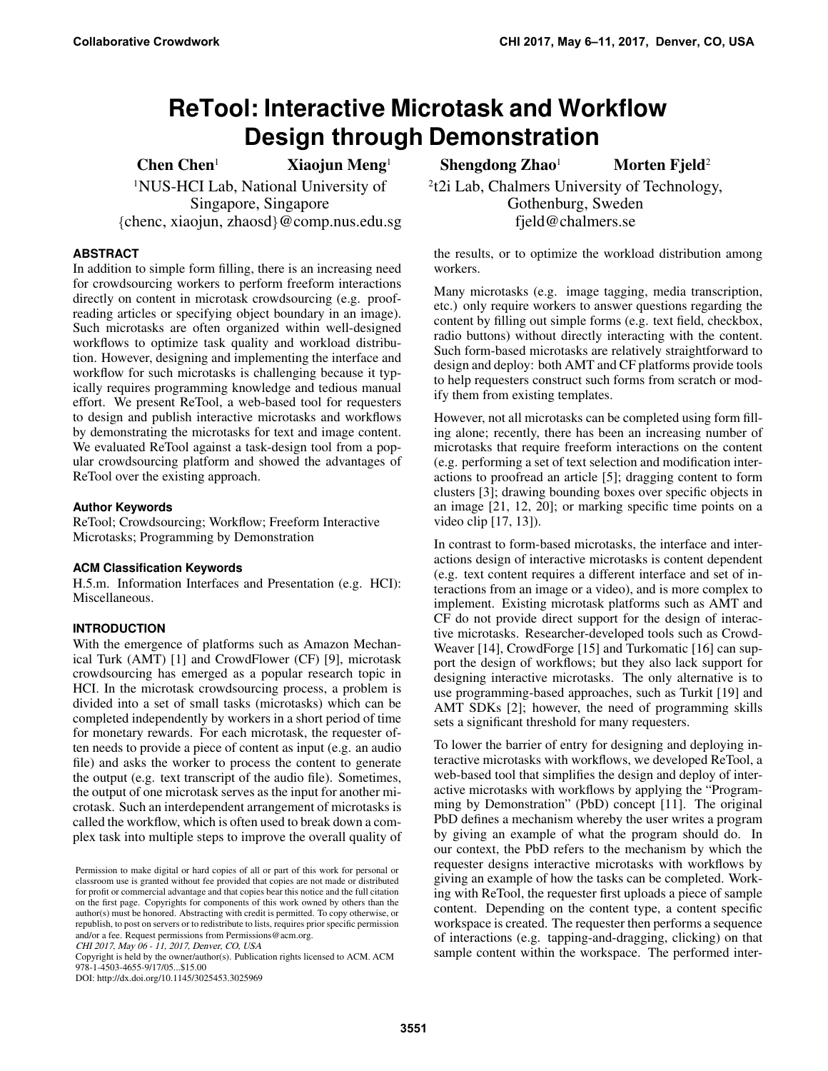# ReTool: Interactive Microtask and Workflow Design through Demonstration

**Chen Chen**[1] **Xiaojun Meng**[1] **Shengdong Zhao**[1] **Morten Fjeld**[2]

[1]NUS-HCI Lab, National University of Singapore, Singapore
{chenc, xiaojun, zhaosd}@comp.nus.edu.sg

[2]t2i Lab, Chalmers University of Technology, Gothenburg, Sweden
fjeld@chalmers.se

## ABSTRACT

In addition to simple form filling, there is an increasing need for crowdsourcing workers to perform freeform interactions directly on content in microtask crowdsourcing (e.g. proofreading articles or specifying object boundary in an image). Such microtasks are often organized within well-designed workflows to optimize task quality and workload distribution. However, designing and implementing the interface and workflow for such microtasks is challenging because it typically requires programming knowledge and tedious manual effort. We present ReTool, a web-based tool for requesters to design and publish interactive microtasks and workflows by demonstrating the microtasks for text and image content. We evaluated ReTool against a task-design tool from a popular crowdsourcing platform and showed the advantages of ReTool over the existing approach.

### Author Keywords

ReTool; Crowdsourcing; Workflow; Freeform Interactive Microtasks; Programming by Demonstration

### ACM Classification Keywords

H.5.m. Information Interfaces and Presentation (e.g. HCI): Miscellaneous.

## INTRODUCTION

With the emergence of platforms such as Amazon Mechanical Turk (AMT) [1] and CrowdFlower (CF) [9], microtask crowdsourcing has emerged as a popular research topic in HCI. In the microtask crowdsourcing process, a problem is divided into a set of small tasks (microtasks) which can be completed independently by workers in a short period of time for monetary rewards. For each microtask, the requester often needs to provide a piece of content as input (e.g. an audio file) and asks the worker to process the content to generate the output (e.g. text transcript of the audio file). Sometimes, the output of one microtask serves as the input for another microtask. Such an interdependent arrangement of microtasks is called the workflow, which is often used to break down a complex task into multiple steps to improve the overall quality of the results, or to optimize the workload distribution among workers.

Many microtasks (e.g. image tagging, media transcription, etc.) only require workers to answer questions regarding the content by filling out simple forms (e.g. text field, checkbox, radio buttons) without directly interacting with the content. Such form-based microtasks are relatively straightforward to design and deploy: both AMT and CF platforms provide tools to help requesters construct such forms from scratch or modify them from existing templates.

However, not all microtasks can be completed using form filling alone; recently, there has been an increasing number of microtasks that require freeform interactions on the content (e.g. performing a set of text selection and modification interactions to proofread an article [5]; dragging content to form clusters [3]; drawing bounding boxes over specific objects in an image [21, 12, 20]; or marking specific time points on a video clip [17, 13]).

In contrast to form-based microtasks, the interface and interactions design of interactive microtasks is content dependent (e.g. text content requires a different interface and set of interactions from an image or a video), and is more complex to implement. Existing microtask platforms such as AMT and CF do not provide direct support for the design of interactive microtasks. Researcher-developed tools such as CrowdWeaver [14], CrowdForge [15] and Turkomatic [16] can support the design of workflows; but they also lack support for designing interactive microtasks. The only alternative is to use programming-based approaches, such as Turkit [19] and AMT SDKs [2]; however, the need of programming skills sets a significant threshold for many requesters.

To lower the barrier of entry for designing and deploying interactive microtasks with workflows, we developed ReTool, a web-based tool that simplifies the design and deploy of interactive microtasks with workflows by applying the "Programming by Demonstration" (PbD) concept [11]. The original PbD defines a mechanism whereby the user writes a program by giving an example of what the program should do. In our context, the PbD refers to the mechanism by which the requester designs interactive microtasks with workflows by giving an example of how the tasks can be completed. Working with ReTool, the requester first uploads a piece of sample content. Depending on the content type, a content specific workspace is created. The requester then performs a sequence of interactions (e.g. tapping-and-dragging, clicking) on that sample content within the workspace. The performed inter-

Permission to make digital or hard copies of all or part of this work for personal or classroom use is granted without fee provided that copies are not made or distributed for profit or commercial advantage and that copies bear this notice and the full citation on the first page. Copyrights for components of this work owned by others than the author(s) must be honored. Abstracting with credit is permitted. To copy otherwise, or republish, to post on servers or to redistribute to lists, requires prior specific permission and/or a fee. Request permissions from Permissions@acm.org.
*CHI 2017, May 06 - 11, 2017, Denver, CO, USA*
Copyright is held by the owner/author(s). Publication rights licensed to ACM. ACM 978-1-4503-4655-9/17/05...$15.00
DOI: http://dx.doi.org/10.1145/3025453.3025969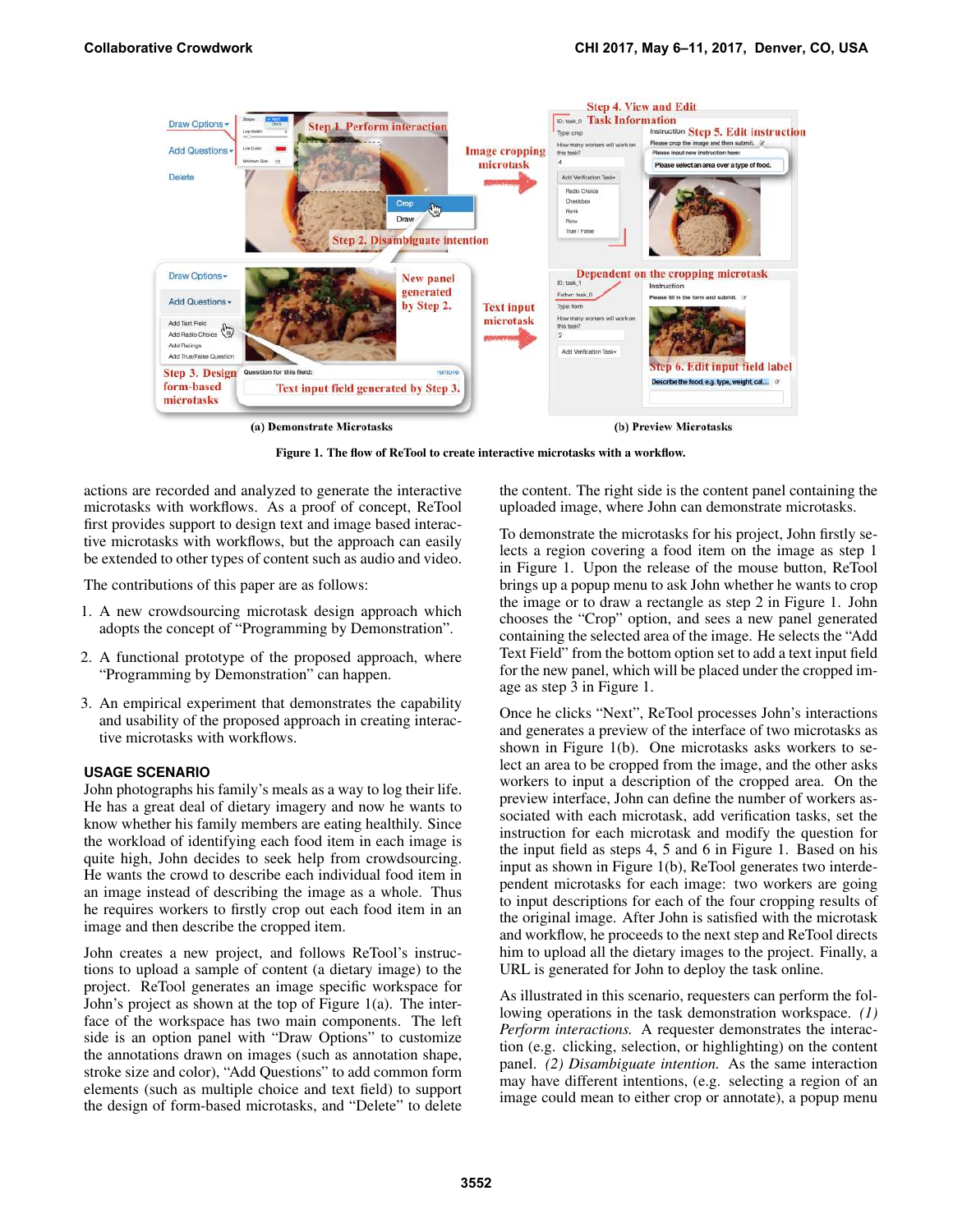Figure 1. The flow of ReTool to create interactive microtasks with a workflow.

actions are recorded and analyzed to generate the interactive microtasks with workflows. As a proof of concept, ReTool first provides support to design text and image based interactive microtasks with workflows, but the approach can easily be extended to other types of content such as audio and video.

The contributions of this paper are as follows:

1. A new crowdsourcing microtask design approach which adopts the concept of "Programming by Demonstration".
2. A functional prototype of the proposed approach, where "Programming by Demonstration" can happen.
3. An empirical experiment that demonstrates the capability and usability of the proposed approach in creating interactive microtasks with workflows.

## USAGE SCENARIO

John photographs his family's meals as a way to log their life. He has a great deal of dietary imagery and now he wants to know whether his family members are eating healthily. Since the workload of identifying each food item in each image is quite high, John decides to seek help from crowdsourcing. He wants the crowd to describe each individual food item in an image instead of describing the image as a whole. Thus he requires workers to firstly crop out each food item in an image and then describe the cropped item.

John creates a new project, and follows ReTool's instructions to upload a sample of content (a dietary image) to the project. ReTool generates an image specific workspace for John's project as shown at the top of Figure 1(a). The interface of the workspace has two main components. The left side is an option panel with "Draw Options" to customize the annotations drawn on images (such as annotation shape, stroke size and color), "Add Questions" to add common form elements (such as multiple choice and text field) to support the design of form-based microtasks, and "Delete" to delete the content. The right side is the content panel containing the uploaded image, where John can demonstrate microtasks.

To demonstrate the microtasks for his project, John firstly selects a region covering a food item on the image as step 1 in Figure 1. Upon the release of the mouse button, ReTool brings up a popup menu to ask John whether he wants to crop the image or to draw a rectangle as step 2 in Figure 1. John chooses the "Crop" option, and sees a new panel generated containing the selected area of the image. He selects the "Add Text Field" from the bottom option set to add a text input field for the new panel, which will be placed under the cropped image as step 3 in Figure 1.

Once he clicks "Next", ReTool processes John's interactions and generates a preview of the interface of two microtasks as shown in Figure 1(b). One microtasks asks workers to select an area to be cropped from the image, and the other asks workers to input a description of the cropped area. On the preview interface, John can define the number of workers associated with each microtask, add verification tasks, set the instruction for each microtask and modify the question for the input field as steps 4, 5 and 6 in Figure 1. Based on his input as shown in Figure 1(b), ReTool generates two interdependent microtasks for each image: two workers are going to input descriptions for each of the four cropping results of the original image. After John is satisfied with the microtask and workflow, he proceeds to the next step and ReTool directs him to upload all the dietary images to the project. Finally, a URL is generated for John to deploy the task online.

As illustrated in this scenario, requesters can perform the following operations in the task demonstration workspace. *(1) Perform interactions.* A requester demonstrates the interaction (e.g. clicking, selection, or highlighting) on the content panel. *(2) Disambiguate intention.* As the same interaction may have different intentions, (e.g. selecting a region of an image could mean to either crop or annotate), a popup menu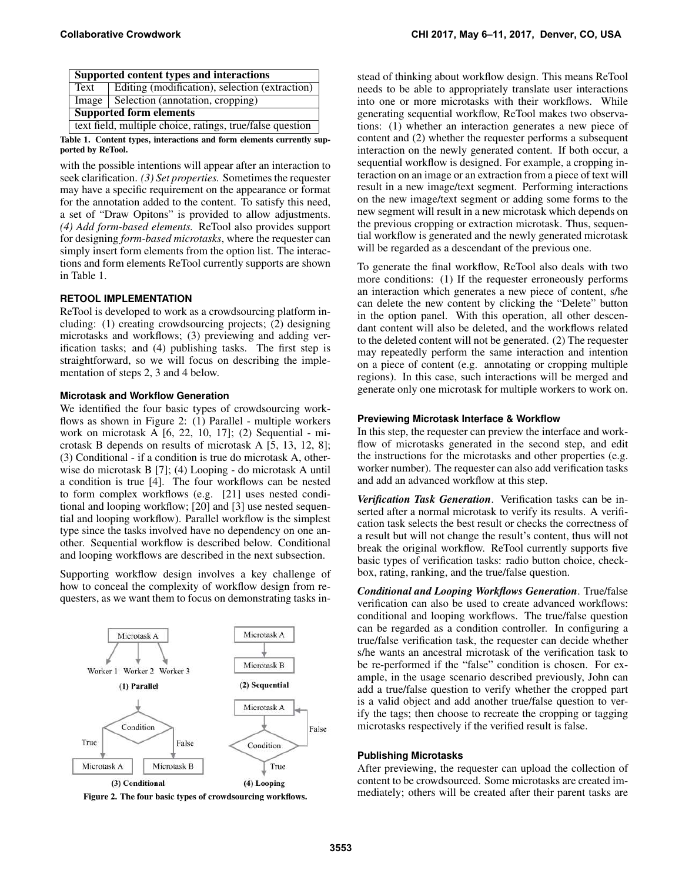| Supported content types and interactions | |
|---|---|
| Text | Editing (modification), selection (extraction) |
| Image | Selection (annotation, cropping) |
| **Supported form elements** | |
| text field, multiple choice, ratings, true/false question | |

**Table 1. Content types, interactions and form elements currently supported by ReTool.**

with the possible intentions will appear after an interaction to seek clarification. *(3) Set properties.* Sometimes the requester may have a specific requirement on the appearance or format for the annotation added to the content. To satisfy this need, a set of "Draw Opitons" is provided to allow adjustments. *(4) Add form-based elements.* ReTool also provides support for designing *form-based microtasks*, where the requester can simply insert form elements from the option list. The interactions and form elements ReTool currently supports are shown in Table 1.

## RETOOL IMPLEMENTATION

ReTool is developed to work as a crowdsourcing platform including: (1) creating crowdsourcing projects; (2) designing microtasks and workflows; (3) previewing and adding verification tasks; and (4) publishing tasks. The first step is straightforward, so we will focus on describing the implementation of steps 2, 3 and 4 below.

### Microtask and Workflow Generation

We identified the four basic types of crowdsourcing workflows as shown in Figure 2: (1) Parallel - multiple workers work on microtask A [6, 22, 10, 17]; (2) Sequential - microtask B depends on results of microtask A [5, 13, 12, 8]; (3) Conditional - if a condition is true do microtask A, otherwise do microtask B [7]; (4) Looping - do microtask A until a condition is true [4]. The four workflows can be nested to form complex workflows (e.g. [21] uses nested conditional and looping workflow; [20] and [3] use nested sequential and looping workflow). Parallel workflow is the simplest type since the tasks involved have no dependency on one another. Sequential workflow is described below. Conditional and looping workflows are described in the next subsection.

Supporting workflow design involves a key challenge of how to conceal the complexity of workflow design from requesters, as we want them to focus on demonstrating tasks instead of thinking about workflow design. This means ReTool needs to be able to appropriately translate user interactions into one or more microtasks with their workflows. While generating sequential workflow, ReTool makes two observations: (1) whether an interaction generates a new piece of content and (2) whether the requester performs a subsequent interaction on the newly generated content. If both occur, a sequential workflow is designed. For example, a cropping interaction on an image or an extraction from a piece of text will result in a new image/text segment. Performing interactions on the new image/text segment or adding some forms to the new segment will result in a new microtask which depends on the previous cropping or extraction microtask. Thus, sequential workflow is generated and the newly generated microtask will be regarded as a descendant of the previous one.

To generate the final workflow, ReTool also deals with two more conditions: (1) If the requester erroneously performs an interaction which generates a new piece of content, s/he can delete the new content by clicking the "Delete" button in the option panel. With this operation, all other descendant content will also be deleted, and the workflows related to the deleted content will not be generated. (2) The requester may repeatedly perform the same interaction and intention on a piece of content (e.g. annotating or cropping multiple regions). In this case, such interactions will be merged and generate only one microtask for multiple workers to work on.

**Figure 2. The four basic types of crowdsourcing workflows.**

### Previewing Microtask Interface & Workflow

In this step, the requester can preview the interface and workflow of microtasks generated in the second step, and edit the instructions for the microtasks and other properties (e.g. worker number). The requester can also add verification tasks and add an advanced workflow at this step.

***Verification Task Generation***. Verification tasks can be inserted after a normal microtask to verify its results. A verification task selects the best result or checks the correctness of a result but will not change the result's content, thus will not break the original workflow. ReTool currently supports five basic types of verification tasks: radio button choice, checkbox, rating, ranking, and the true/false question.

***Conditional and Looping Workflows Generation***. True/false verification can also be used to create advanced workflows: conditional and looping workflows. The true/false question can be regarded as a condition controller. In configuring a true/false verification task, the requester can decide whether s/he wants an ancestral microtask of the verification task to be re-performed if the "false" condition is chosen. For example, in the usage scenario described previously, John can add a true/false question to verify whether the cropped part is a valid object and add another true/false question to verify the tags; then choose to recreate the cropping or tagging microtasks respectively if the verified result is false.

### Publishing Microtasks

After previewing, the requester can upload the collection of content to be crowdsourced. Some microtasks are created immediately; others will be created after their parent tasks are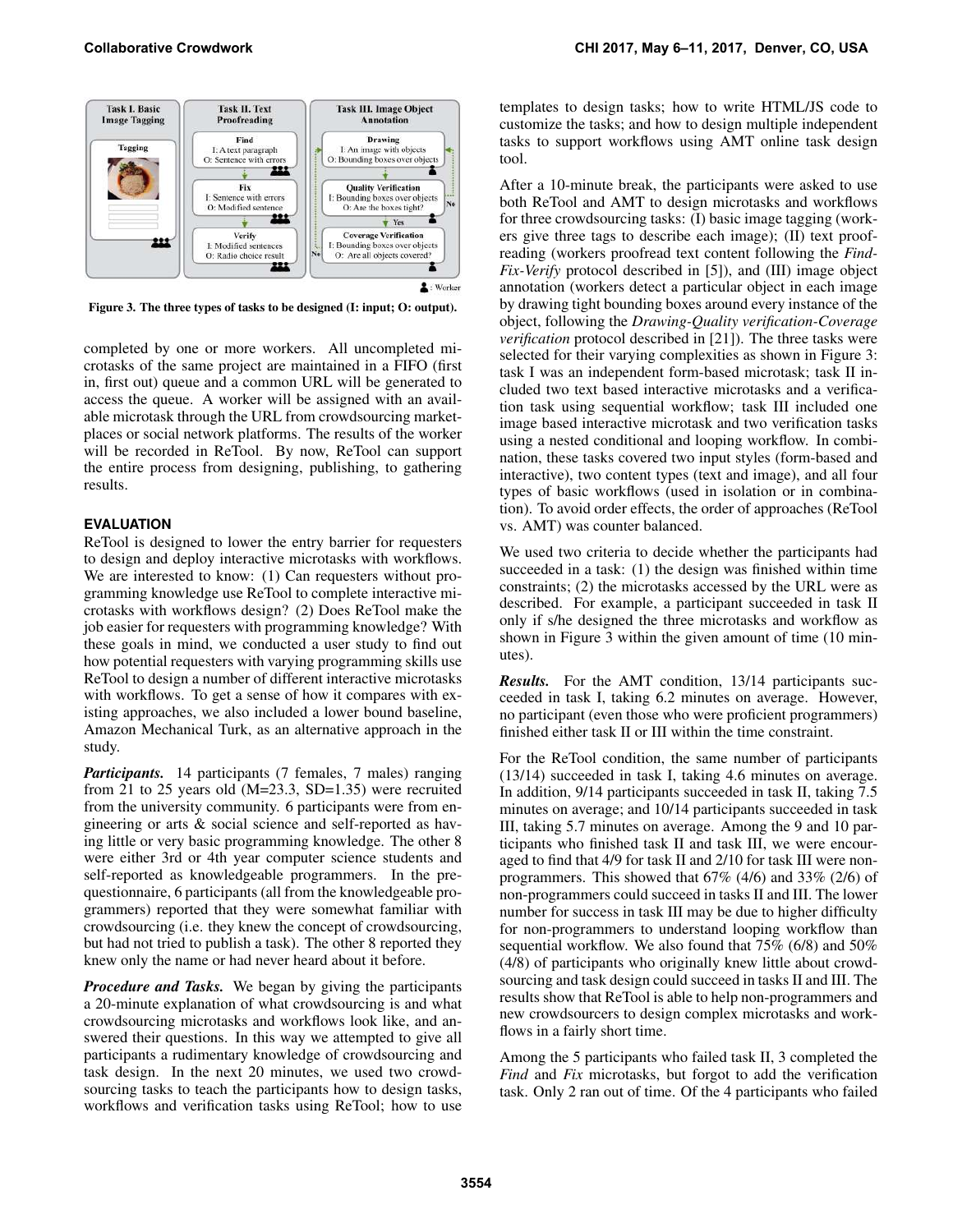Figure 3. The three types of tasks to be designed (I: input; O: output).

completed by one or more workers. All uncompleted microtasks of the same project are maintained in a FIFO (first in, first out) queue and a common URL will be generated to access the queue. A worker will be assigned with an available microtask through the URL from crowdsourcing marketplaces or social network platforms. The results of the worker will be recorded in ReTool. By now, ReTool can support the entire process from designing, publishing, to gathering results.

## EVALUATION

ReTool is designed to lower the entry barrier for requesters to design and deploy interactive microtasks with workflows. We are interested to know: (1) Can requesters without programming knowledge use ReTool to complete interactive microtasks with workflows design? (2) Does ReTool make the job easier for requesters with programming knowledge? With these goals in mind, we conducted a user study to find out how potential requesters with varying programming skills use ReTool to design a number of different interactive microtasks with workflows. To get a sense of how it compares with existing approaches, we also included a lower bound baseline, Amazon Mechanical Turk, as an alternative approach in the study.

***Participants.*** 14 participants (7 females, 7 males) ranging from 21 to 25 years old (M=23.3, SD=1.35) were recruited from the university community. 6 participants were from engineering or arts & social science and self-reported as having little or very basic programming knowledge. The other 8 were either 3rd or 4th year computer science students and self-reported as knowledgeable programmers. In the pre-questionnaire, 6 participants (all from the knowledgeable programmers) reported that they were somewhat familiar with crowdsourcing (i.e. they knew the concept of crowdsourcing, but had not tried to publish a task). The other 8 reported they knew only the name or had never heard about it before.

***Procedure and Tasks.*** We began by giving the participants a 20-minute explanation of what crowdsourcing is and what crowdsourcing microtasks and workflows look like, and answered their questions. In this way we attempted to give all participants a rudimentary knowledge of crowdsourcing and task design. In the next 20 minutes, we used two crowdsourcing tasks to teach the participants how to design tasks, workflows and verification tasks using ReTool; how to use templates to design tasks; how to write HTML/JS code to customize the tasks; and how to design multiple independent tasks to support workflows using AMT online task design tool.

After a 10-minute break, the participants were asked to use both ReTool and AMT to design microtasks and workflows for three crowdsourcing tasks: (I) basic image tagging (workers give three tags to describe each image); (II) text proofreading (workers proofread text content following the *Find-Fix-Verify* protocol described in [5]), and (III) image object annotation (workers detect a particular object in each image by drawing tight bounding boxes around every instance of the object, following the *Drawing-Quality verification-Coverage verification* protocol described in [21]). The three tasks were selected for their varying complexities as shown in Figure 3: task I was an independent form-based microtask; task II included two text based interactive microtasks and a verification task using sequential workflow; task III included one image based interactive microtask and two verification tasks using a nested conditional and looping workflow. In combination, these tasks covered two input styles (form-based and interactive), two content types (text and image), and all four types of basic workflows (used in isolation or in combination). To avoid order effects, the order of approaches (ReTool vs. AMT) was counter balanced.

We used two criteria to decide whether the participants had succeeded in a task: (1) the design was finished within time constraints; (2) the microtasks accessed by the URL were as described. For example, a participant succeeded in task II only if s/he designed the three microtasks and workflow as shown in Figure 3 within the given amount of time (10 minutes).

***Results.*** For the AMT condition, 13/14 participants succeeded in task I, taking 6.2 minutes on average. However, no participant (even those who were proficient programmers) finished either task II or III within the time constraint.

For the ReTool condition, the same number of participants (13/14) succeeded in task I, taking 4.6 minutes on average. In addition, 9/14 participants succeeded in task II, taking 7.5 minutes on average; and 10/14 participants succeeded in task III, taking 5.7 minutes on average. Among the 9 and 10 participants who finished task II and task III, we were encouraged to find that 4/9 for task II and 2/10 for task III were non-programmers. This showed that 67% (4/6) and 33% (2/6) of non-programmers could succeed in tasks II and III. The lower number for success in task III may be due to higher difficulty for non-programmers to understand looping workflow than sequential workflow. We also found that 75% (6/8) and 50% (4/8) of participants who originally knew little about crowdsourcing and task design could succeed in tasks II and III. The results show that ReTool is able to help non-programmers and new crowdsourcers to design complex microtasks and workflows in a fairly short time.

Among the 5 participants who failed task II, 3 completed the *Find* and *Fix* microtasks, but forgot to add the verification task. Only 2 ran out of time. Of the 4 participants who failed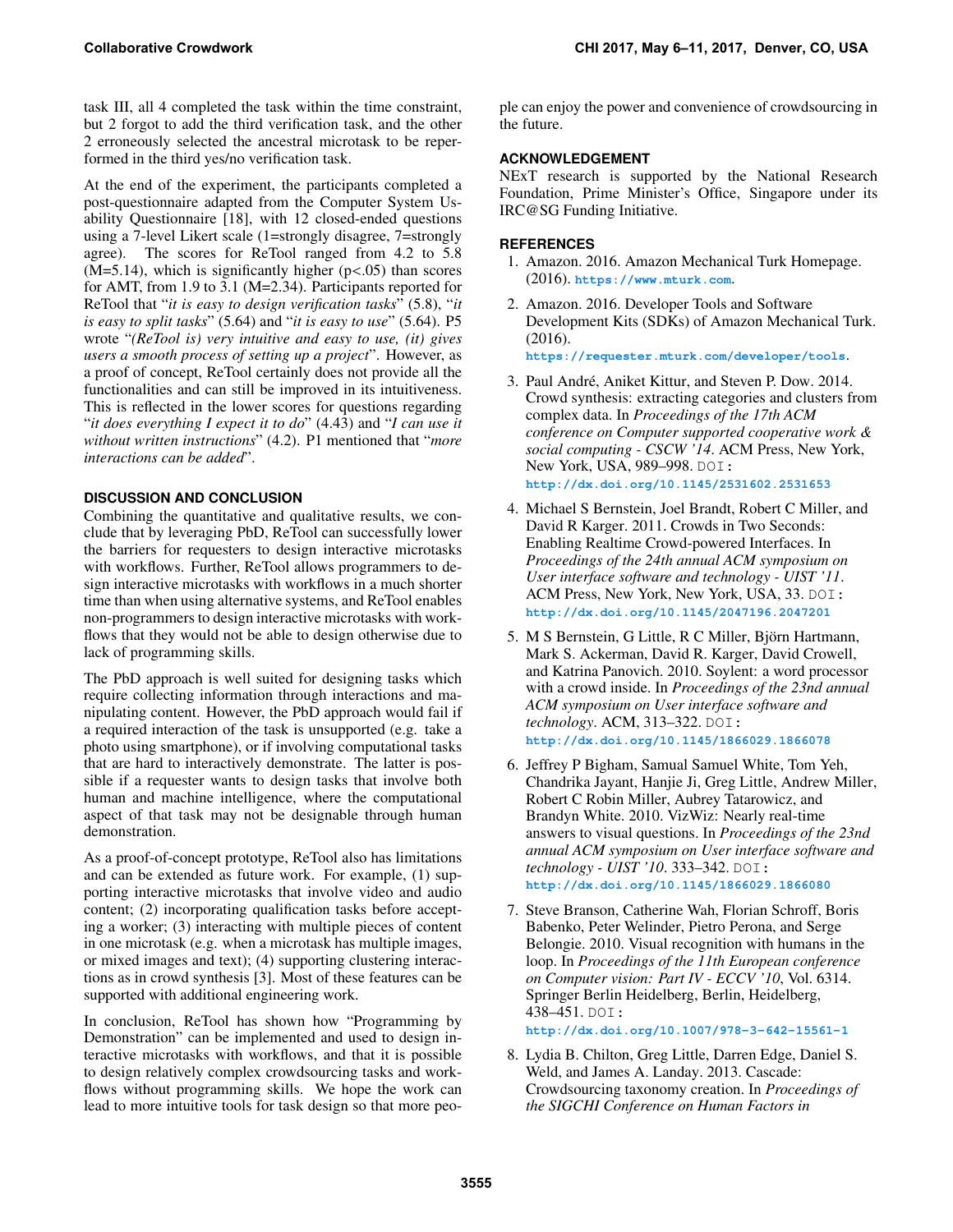task III, all 4 completed the task within the time constraint, but 2 forgot to add the third verification task, and the other 2 erroneously selected the ancestral microtask to be reperformed in the third yes/no verification task.

At the end of the experiment, the participants completed a post-questionnaire adapted from the Computer System Usability Questionnaire [18], with 12 closed-ended questions using a 7-level Likert scale (1=strongly disagree, 7=strongly agree). The scores for ReTool ranged from 4.2 to 5.8 (M=5.14), which is significantly higher ($p<.05$) than scores for AMT, from 1.9 to 3.1 (M=2.34). Participants reported for ReTool that "*it is easy to design verification tasks*" (5.8), "*it is easy to split tasks*" (5.64) and "*it is easy to use*" (5.64). P5 wrote "*(ReTool is) very intuitive and easy to use, (it) gives users a smooth process of setting up a project*". However, as a proof of concept, ReTool certainly does not provide all the functionalities and can still be improved in its intuitiveness. This is reflected in the lower scores for questions regarding "*it does everything I expect it to do*" (4.43) and "*I can use it without written instructions*" (4.2). P1 mentioned that "*more interactions can be added*".

## DISCUSSION AND CONCLUSION

Combining the quantitative and qualitative results, we conclude that by leveraging PbD, ReTool can successfully lower the barriers for requesters to design interactive microtasks with workflows. Further, ReTool allows programmers to design interactive microtasks with workflows in a much shorter time than when using alternative systems, and ReTool enables non-programmers to design interactive microtasks with workflows that they would not be able to design otherwise due to lack of programming skills.

The PbD approach is well suited for designing tasks which require collecting information through interactions and manipulating content. However, the PbD approach would fail if a required interaction of the task is unsupported (e.g. take a photo using smartphone), or if involving computational tasks that are hard to interactively demonstrate. The latter is possible if a requester wants to design tasks that involve both human and machine intelligence, where the computational aspect of that task may not be designable through human demonstration.

As a proof-of-concept prototype, ReTool also has limitations and can be extended as future work. For example, (1) supporting interactive microtasks that involve video and audio content; (2) incorporating qualification tasks before accepting a worker; (3) interacting with multiple pieces of content in one microtask (e.g. when a microtask has multiple images, or mixed images and text); (4) supporting clustering interactions as in crowd synthesis [3]. Most of these features can be supported with additional engineering work.

In conclusion, ReTool has shown how "Programming by Demonstration" can be implemented and used to design interactive microtasks with workflows, and that it is possible to design relatively complex crowdsourcing tasks and workflows without programming skills. We hope the work can lead to more intuitive tools for task design so that more people can enjoy the power and convenience of crowdsourcing in the future.

## ACKNOWLEDGEMENT

NExT research is supported by the National Research Foundation, Prime Minister's Office, Singapore under its IRC@SG Funding Initiative.

## REFERENCES

1. Amazon. 2016. Amazon Mechanical Turk Homepage. (2016). https://www.mturk.com.
2. Amazon. 2016. Developer Tools and Software Development Kits (SDKs) of Amazon Mechanical Turk. (2016). https://requester.mturk.com/developer/tools.
3. Paul André, Aniket Kittur, and Steven P. Dow. 2014. Crowd synthesis: extracting categories and clusters from complex data. In *Proceedings of the 17th ACM conference on Computer supported cooperative work & social computing - CSCW '14*. ACM Press, New York, New York, USA, 989–998. DOI: http://dx.doi.org/10.1145/2531602.2531653
4. Michael S Bernstein, Joel Brandt, Robert C Miller, and David R Karger. 2011. Crowds in Two Seconds: Enabling Realtime Crowd-powered Interfaces. In *Proceedings of the 24th annual ACM symposium on User interface software and technology - UIST '11*. ACM Press, New York, New York, USA, 33. DOI: http://dx.doi.org/10.1145/2047196.2047201
5. M S Bernstein, G Little, R C Miller, Björn Hartmann, Mark S. Ackerman, David R. Karger, David Crowell, and Katrina Panovich. 2010. Soylent: a word processor with a crowd inside. In *Proceedings of the 23nd annual ACM symposium on User interface software and technology*. ACM, 313–322. DOI: http://dx.doi.org/10.1145/1866029.1866078
6. Jeffrey P Bigham, Samual Samuel White, Tom Yeh, Chandrika Jayant, Hanjie Ji, Greg Little, Andrew Miller, Robert C Robin Miller, Aubrey Tatarowicz, and Brandyn White. 2010. VizWiz: Nearly real-time answers to visual questions. In *Proceedings of the 23nd annual ACM symposium on User interface software and technology - UIST '10*. 333–342. DOI: http://dx.doi.org/10.1145/1866029.1866080
7. Steve Branson, Catherine Wah, Florian Schroff, Boris Babenko, Peter Welinder, Pietro Perona, and Serge Belongie. 2010. Visual recognition with humans in the loop. In *Proceedings of the 11th European conference on Computer vision: Part IV - ECCV '10*, Vol. 6314. Springer Berlin Heidelberg, Berlin, Heidelberg, 438–451. DOI: http://dx.doi.org/10.1007/978-3-642-15561-1
8. Lydia B. Chilton, Greg Little, Darren Edge, Daniel S. Weld, and James A. Landay. 2013. Cascade: Crowdsourcing taxonomy creation. In *Proceedings of the SIGCHI Conference on Human Factors in*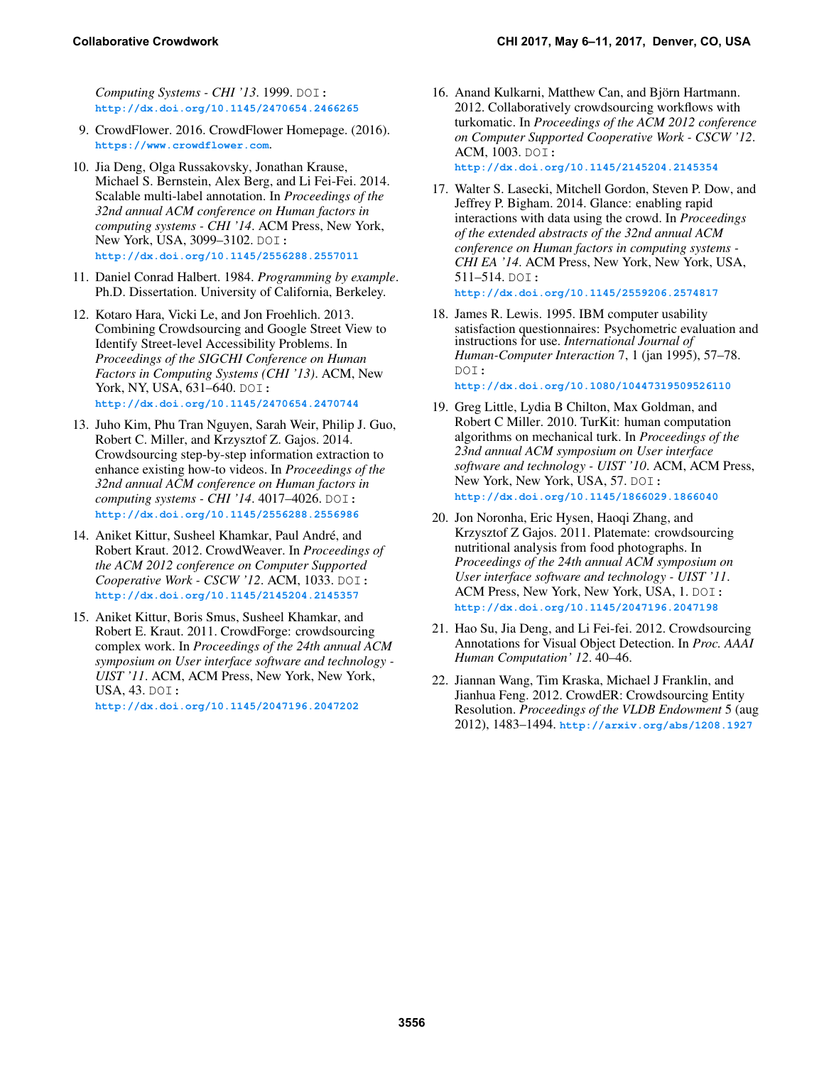*Computing Systems - CHI '13*. 1999. DOI: http://dx.doi.org/10.1145/2470654.2466265

9. CrowdFlower. 2016. CrowdFlower Homepage. (2016). https://www.crowdflower.com.

10. Jia Deng, Olga Russakovsky, Jonathan Krause, Michael S. Bernstein, Alex Berg, and Li Fei-Fei. 2014. Scalable multi-label annotation. In *Proceedings of the 32nd annual ACM conference on Human factors in computing systems - CHI '14*. ACM Press, New York, New York, USA, 3099–3102. DOI: http://dx.doi.org/10.1145/2556288.2557011

11. Daniel Conrad Halbert. 1984. *Programming by example*. Ph.D. Dissertation. University of California, Berkeley.

12. Kotaro Hara, Vicki Le, and Jon Froehlich. 2013. Combining Crowdsourcing and Google Street View to Identify Street-level Accessibility Problems. In *Proceedings of the SIGCHI Conference on Human Factors in Computing Systems (CHI '13)*. ACM, New York, NY, USA, 631–640. DOI: http://dx.doi.org/10.1145/2470654.2470744

13. Juho Kim, Phu Tran Nguyen, Sarah Weir, Philip J. Guo, Robert C. Miller, and Krzysztof Z. Gajos. 2014. Crowdsourcing step-by-step information extraction to enhance existing how-to videos. In *Proceedings of the 32nd annual ACM conference on Human factors in computing systems - CHI '14*. 4017–4026. DOI: http://dx.doi.org/10.1145/2556288.2556986

14. Aniket Kittur, Susheel Khamkar, Paul André, and Robert Kraut. 2012. CrowdWeaver. In *Proceedings of the ACM 2012 conference on Computer Supported Cooperative Work - CSCW '12*. ACM, 1033. DOI: http://dx.doi.org/10.1145/2145204.2145357

15. Aniket Kittur, Boris Smus, Susheel Khamkar, and Robert E. Kraut. 2011. CrowdForge: crowdsourcing complex work. In *Proceedings of the 24th annual ACM symposium on User interface software and technology - UIST '11*. ACM, ACM Press, New York, New York, USA, 43. DOI: http://dx.doi.org/10.1145/2047196.2047202

16. Anand Kulkarni, Matthew Can, and Björn Hartmann. 2012. Collaboratively crowdsourcing workflows with turkomatic. In *Proceedings of the ACM 2012 conference on Computer Supported Cooperative Work - CSCW '12*. ACM, 1003. DOI: http://dx.doi.org/10.1145/2145204.2145354

17. Walter S. Lasecki, Mitchell Gordon, Steven P. Dow, and Jeffrey P. Bigham. 2014. Glance: enabling rapid interactions with data using the crowd. In *Proceedings of the extended abstracts of the 32nd annual ACM conference on Human factors in computing systems - CHI EA '14*. ACM Press, New York, New York, USA, 511–514. DOI: http://dx.doi.org/10.1145/2559206.2574817

18. James R. Lewis. 1995. IBM computer usability satisfaction questionnaires: Psychometric evaluation and instructions for use. *International Journal of Human-Computer Interaction* 7, 1 (jan 1995), 57–78. DOI: http://dx.doi.org/10.1080/10447319509526110

19. Greg Little, Lydia B Chilton, Max Goldman, and Robert C Miller. 2010. TurKit: human computation algorithms on mechanical turk. In *Proceedings of the 23nd annual ACM symposium on User interface software and technology - UIST '10*. ACM, ACM Press, New York, New York, USA, 57. DOI: http://dx.doi.org/10.1145/1866029.1866040

20. Jon Noronha, Eric Hysen, Haoqi Zhang, and Krzysztof Z Gajos. 2011. Platemate: crowdsourcing nutritional analysis from food photographs. In *Proceedings of the 24th annual ACM symposium on User interface software and technology - UIST '11*. ACM Press, New York, New York, USA, 1. DOI: http://dx.doi.org/10.1145/2047196.2047198

21. Hao Su, Jia Deng, and Li Fei-fei. 2012. Crowdsourcing Annotations for Visual Object Detection. In *Proc. AAAI Human Computation' 12*. 40–46.

22. Jiannan Wang, Tim Kraska, Michael J Franklin, and Jianhua Feng. 2012. CrowdER: Crowdsourcing Entity Resolution. *Proceedings of the VLDB Endowment* 5 (aug 2012), 1483–1494. http://arxiv.org/abs/1208.1927